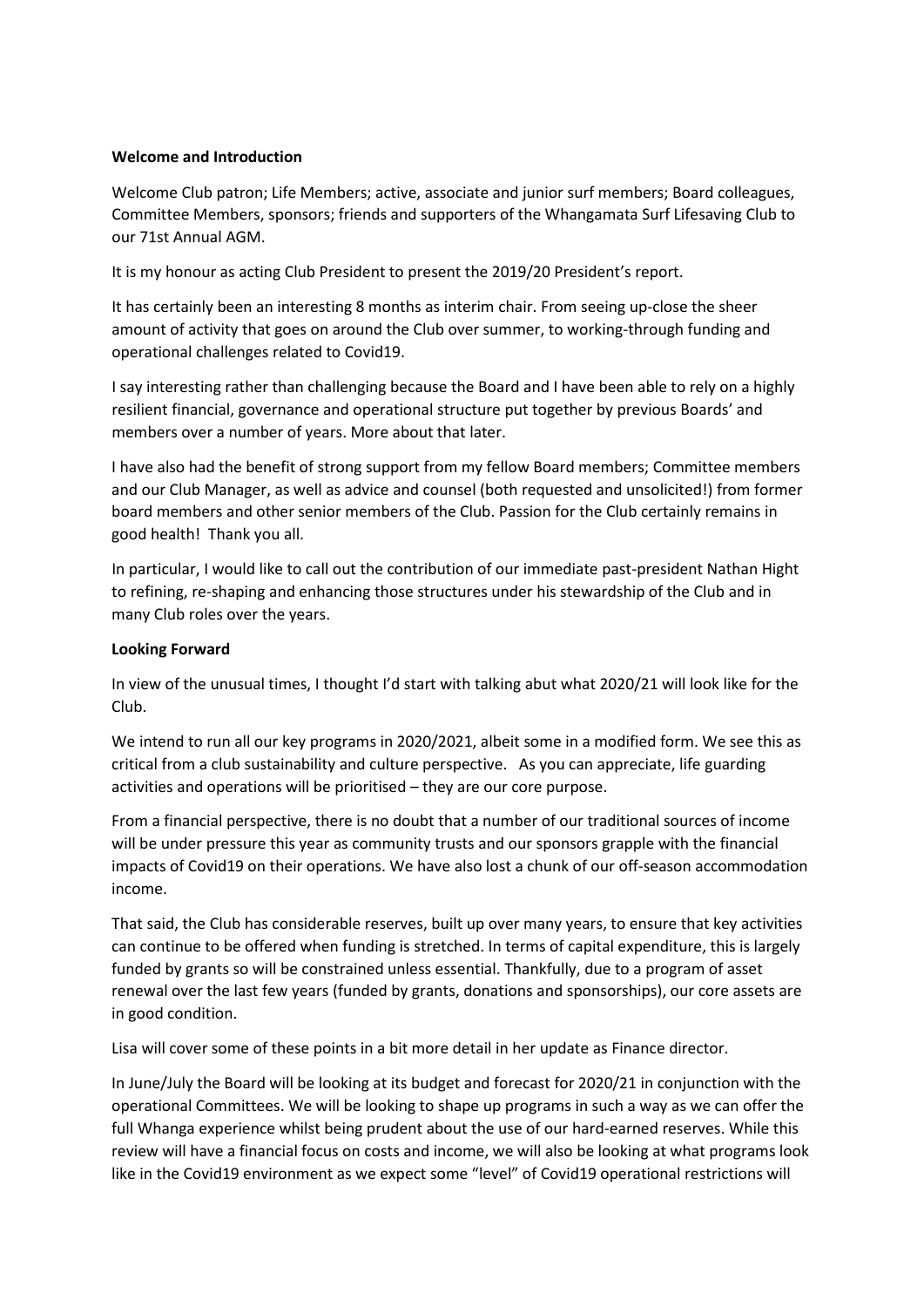**Whanga Welcome and Introduction**

**Welcome and Introduction**

Welcome Club patron; Life Members; active, associate and junior surf members; Board colleagues, Committee Members, sponsors; friends and supporters of the Whangamata Surf Lifesaving Club to our 71st Annual AGM.

It is my honour as acting Club President to present the 2019/20 President's report.

It has certainly been an interesting 8 months as interim chair. From seeing up-close the sheer amount of activity that goes on around the Club over summer, to working-through funding and operational challenges related to Covid19.

I say interesting rather than challenging because the Board and I have been able to rely on a highly resilient financial, governance and operational structure put together by previous Boards' and members over a number of years. More about that later.

I have also had the benefit of strong support from my fellow Board members; Committee members and our Club Manager, as well as advice and counsel (both requested and unsolicited!) from former board members and other senior members of the Club. Passion for the Club certainly remains in good health! Thank you all.

In particular, I would like to call out the contribution of our immediate past-president Nathan Hight to refining, re-shaping and enhancing those structures under his stewardship of the Club and in many Club roles over the years.

**Looking Forward**

In view of the unusual times, I thought I'd start with talking abut what 2020/21 will look like for the Club.

We intend to run all our key programs in 2020/2021, albeit some in a modified form. We see this as critical from a club sustainability and culture perspective. As you can appreciate, life guarding activities and operations will be prioritised – they are our core purpose.

From a financial perspective, there is no doubt that a number of our traditional sources of income will be under pressure this year as community trusts and our sponsors grapple with the financial impacts of Covid19 on their operations. We have also lost a chunk of our off-season accommodation income.

That said, the Club has considerable reserves, built up over many years, to ensure that key activities can continue to be offered when funding is stretched. In terms of capital expenditure, this is largely funded by grants so will be constrained unless essential. Thankfully, due to a program of asset renewal over the last few years (funded by grants, donations and sponsorships), our core assets are in good condition.

Lisa will cover some of these points in a bit more detail in her update as Finance director.

In June/July the Board will be looking at its budget and forecast for 2020/21 in conjunction with the operational Committees. We will be looking to shape up programs in such a way as we can offer the full Whanga experience whilst being prudent about the use of our hard-earned reserves. While this review will have a financial focus on costs and income, we will also be looking at what programs look like in the Covid19 environment as we expect some "level" of Covid19 operational restrictions will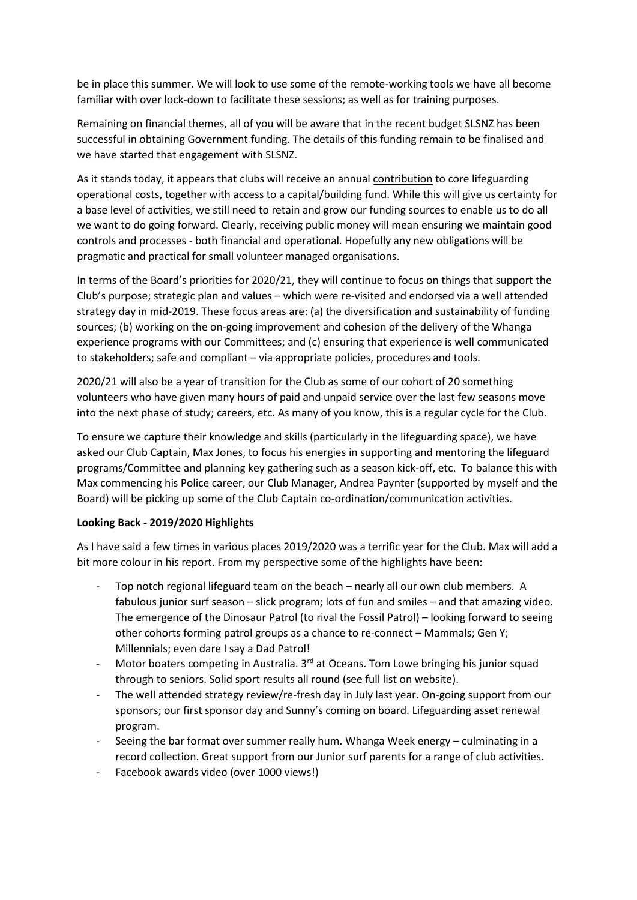be in place this summer. We will look to use some of the remote-working tools we have all become familiar with over lock-down to facilitate these sessions; as well as for training purposes.

Remaining on financial themes, all of you will be aware that in the recent budget SLSNZ has been successful in obtaining Government funding. The details of this funding remain to be finalised and we have started that engagement with SLSNZ.

As it stands today, it appears that clubs will receive an annual contribution to core lifeguarding operational costs, together with access to a capital/building fund. While this will give us certainty for a base level of activities, we still need to retain and grow our funding sources to enable us to do all we want to do going forward. Clearly, receiving public money will mean ensuring we maintain good controls and processes - both financial and operational. Hopefully any new obligations will be pragmatic and practical for small volunteer managed organisations.

In terms of the Board's priorities for 2020/21, they will continue to focus on things that support the Club's purpose; strategic plan and values – which were re-visited and endorsed via a well attended strategy day in mid-2019. These focus areas are: (a) the diversification and sustainability of funding sources; (b) working on the on-going improvement and cohesion of the delivery of the Whanga experience programs with our Committees; and (c) ensuring that experience is well communicated to stakeholders; safe and compliant – via appropriate policies, procedures and tools.

2020/21 will also be a year of transition for the Club as some of our cohort of 20 something volunteers who have given many hours of paid and unpaid service over the last few seasons move into the next phase of study; careers, etc. As many of you know, this is a regular cycle for the Club.

To ensure we capture their knowledge and skills (particularly in the lifeguarding space), we have asked our Club Captain, Max Jones, to focus his energies in supporting and mentoring the lifeguard programs/Committee and planning key gathering such as a season kick-off, etc. To balance this with Max commencing his Police career, our Club Manager, Andrea Paynter (supported by myself and the Board) will be picking up some of the Club Captain co-ordination/communication activities.

**Looking Back - 2019/2020 Highlights**

As I have said a few times in various places 2019/2020 was a terrific year for the Club. Max will add a bit more colour in his report. From my perspective some of the highlights have been:

- Top notch regional lifeguard team on the beach – nearly all our own club members. A fabulous junior surf season – slick program; lots of fun and smiles – and that amazing video. The emergence of the Dinosaur Patrol (to rival the Fossil Patrol) – looking forward to seeing other cohorts forming patrol groups as a chance to re-connect – Mammals; Gen Y; Millennials; even dare I say a Dad Patrol!
- Motor boaters competing in Australia. 3rd at Oceans. Tom Lowe bringing his junior squad through to seniors. Solid sport results all round (see full list on website).
- The well attended strategy review/re-fresh day in July last year. On-going support from our sponsors; our first sponsor day and Sunny's coming on board. Lifeguarding asset renewal program.
- Seeing the bar format over summer really hum. Whanga Week energy – culminating in a record collection. Great support from our Junior surf parents for a range of club activities.
- Facebook awards video (over 1000 views!)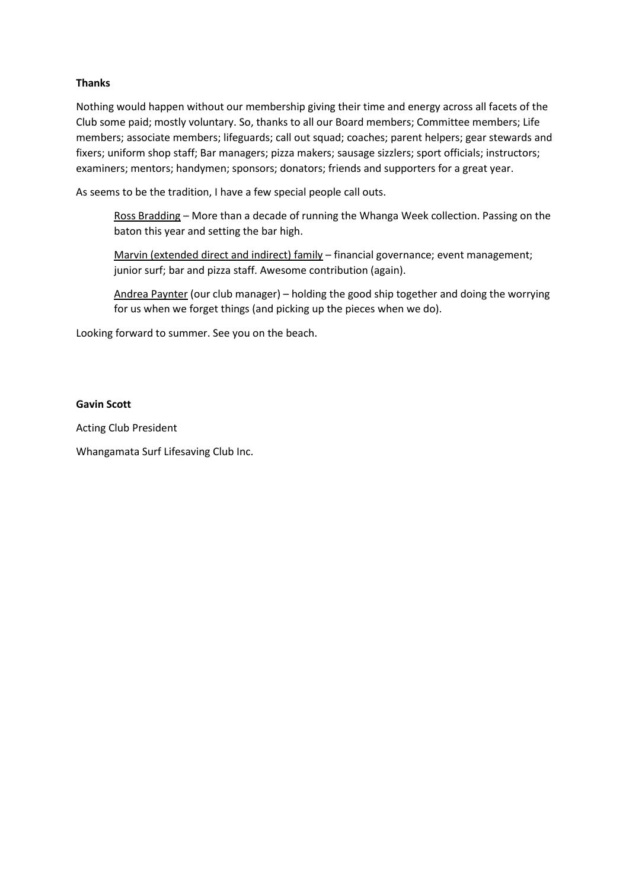**Thanks**

Nothing would happen without our membership giving their time and energy across all facets of the Club some paid; mostly voluntary. So, thanks to all our Board members; Committee members; Life members; associate members; lifeguards; call out squad; coaches; parent helpers; gear stewards and fixers; uniform shop staff; Bar managers; pizza makers; sausage sizzlers; sport officials; instructors; examiners; mentors; handymen; sponsors; donators; friends and supporters for a great year.

As seems to be the tradition, I have a few special people call outs.

> <u>Ross Bradding</u> – More than a decade of running the Whanga Week collection. Passing on the baton this year and setting the bar high.
>
> <u>Marvin (extended direct and indirect) family</u> – financial governance; event management; junior surf; bar and pizza staff. Awesome contribution (again).
>
> <u>Andrea Paynter</u> (our club manager) – holding the good ship together and doing the worrying for us when we forget things (and picking up the pieces when we do).

Looking forward to summer. See you on the beach.

**Gavin Scott**

Acting Club President

Whangamata Surf Lifesaving Club Inc.